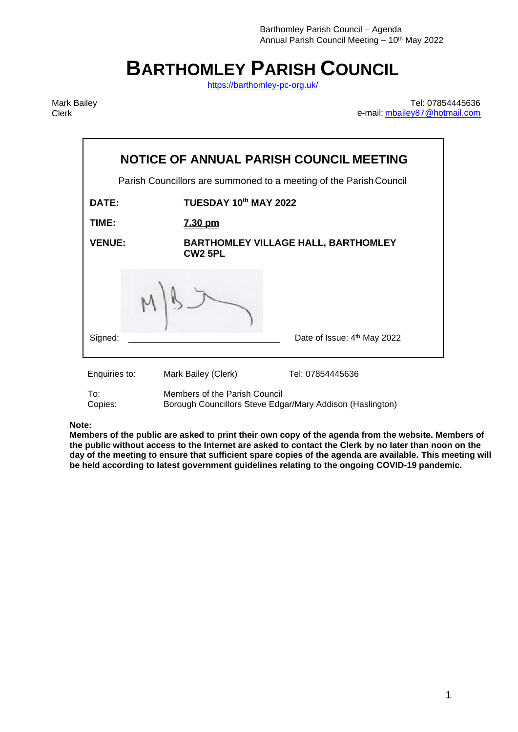# BARTHOMLEY PARISH COUNCIL

https://barthomley-pc-org.uk/

Mark Bailey
Clerk

Tel: 07854445636
e-mail: mbailey87@hotmail.com

## NOTICE OF ANNUAL PARISH COUNCIL MEETING

Parish Councillors are summoned to a meeting of the Parish Council

| | |
|---|---|
| **DATE:** | **TUESDAY 10th MAY 2022** |
| **TIME:** | **7.30 pm** |
| **VENUE:** | **BARTHOMLEY VILLAGE HALL, BARTHOMLEY CW2 5PL** |

Signed: ______________________ Date of Issue: 4th May 2022

| | | |
|---|---|---|
| Enquiries to: | Mark Bailey (Clerk) | Tel: 07854445636 |
| To: | Members of the Parish Council | |
| Copies: | Borough Councillors Steve Edgar/Mary Addison (Haslington) | |

**Note:**
**Members of the public are asked to print their own copy of the agenda from the website. Members of the public without access to the Internet are asked to contact the Clerk by no later than noon on the day of the meeting to ensure that sufficient spare copies of the agenda are available. This meeting will be held according to latest government guidelines relating to the ongoing COVID-19 pandemic.**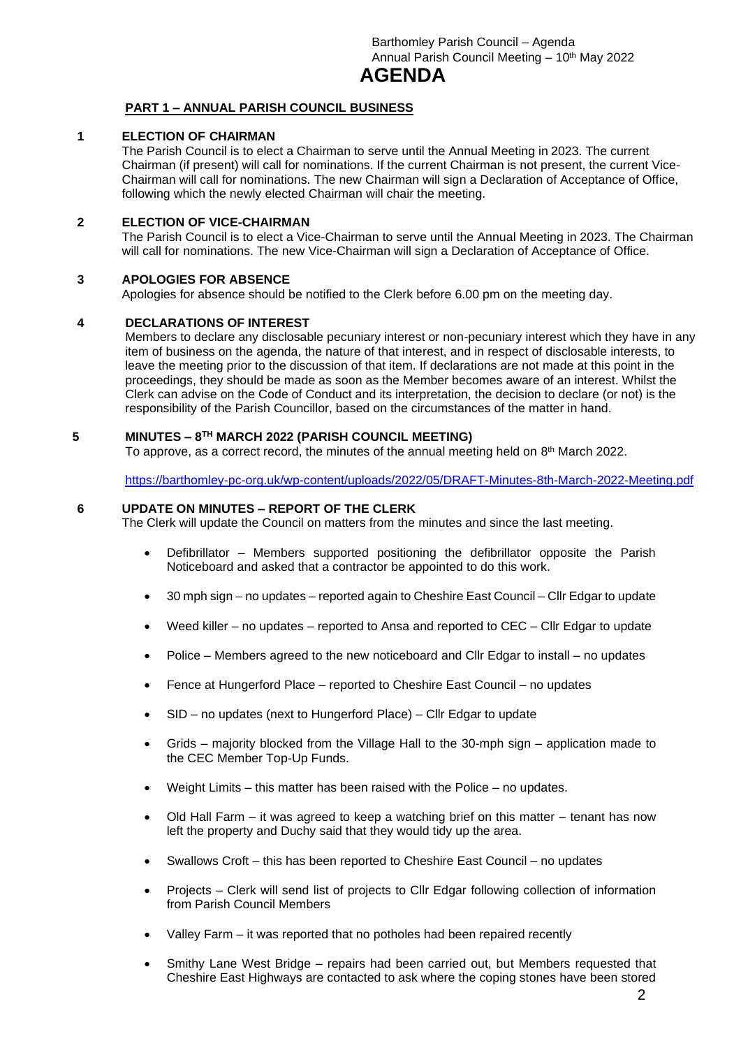# AGENDA

## PART 1 – ANNUAL PARISH COUNCIL BUSINESS

### 1 ELECTION OF CHAIRMAN

The Parish Council is to elect a Chairman to serve until the Annual Meeting in 2023. The current Chairman (if present) will call for nominations. If the current Chairman is not present, the current Vice-Chairman will call for nominations. The new Chairman will sign a Declaration of Acceptance of Office, following which the newly elected Chairman will chair the meeting.

### 2 ELECTION OF VICE-CHAIRMAN

The Parish Council is to elect a Vice-Chairman to serve until the Annual Meeting in 2023. The Chairman will call for nominations. The new Vice-Chairman will sign a Declaration of Acceptance of Office.

### 3 APOLOGIES FOR ABSENCE

Apologies for absence should be notified to the Clerk before 6.00 pm on the meeting day.

### 4 DECLARATIONS OF INTEREST

Members to declare any disclosable pecuniary interest or non-pecuniary interest which they have in any item of business on the agenda, the nature of that interest, and in respect of disclosable interests, to leave the meeting prior to the discussion of that item. If declarations are not made at this point in the proceedings, they should be made as soon as the Member becomes aware of an interest. Whilst the Clerk can advise on the Code of Conduct and its interpretation, the decision to declare (or not) is the responsibility of the Parish Councillor, based on the circumstances of the matter in hand.

### 5 MINUTES – 8TH MARCH 2022 (PARISH COUNCIL MEETING)

To approve, as a correct record, the minutes of the annual meeting held on 8th March 2022.

https://barthomley-pc-org.uk/wp-content/uploads/2022/05/DRAFT-Minutes-8th-March-2022-Meeting.pdf

### 6 UPDATE ON MINUTES – REPORT OF THE CLERK

The Clerk will update the Council on matters from the minutes and since the last meeting.

- Defibrillator – Members supported positioning the defibrillator opposite the Parish Noticeboard and asked that a contractor be appointed to do this work.
- 30 mph sign – no updates – reported again to Cheshire East Council – Cllr Edgar to update
- Weed killer – no updates – reported to Ansa and reported to CEC – Cllr Edgar to update
- Police – Members agreed to the new noticeboard and Cllr Edgar to install – no updates
- Fence at Hungerford Place – reported to Cheshire East Council – no updates
- SID – no updates (next to Hungerford Place) – Cllr Edgar to update
- Grids – majority blocked from the Village Hall to the 30-mph sign – application made to the CEC Member Top-Up Funds.
- Weight Limits – this matter has been raised with the Police – no updates.
- Old Hall Farm – it was agreed to keep a watching brief on this matter – tenant has now left the property and Duchy said that they would tidy up the area.
- Swallows Croft – this has been reported to Cheshire East Council – no updates
- Projects – Clerk will send list of projects to Cllr Edgar following collection of information from Parish Council Members
- Valley Farm – it was reported that no potholes had been repaired recently
- Smithy Lane West Bridge – repairs had been carried out, but Members requested that Cheshire East Highways are contacted to ask where the coping stones have been stored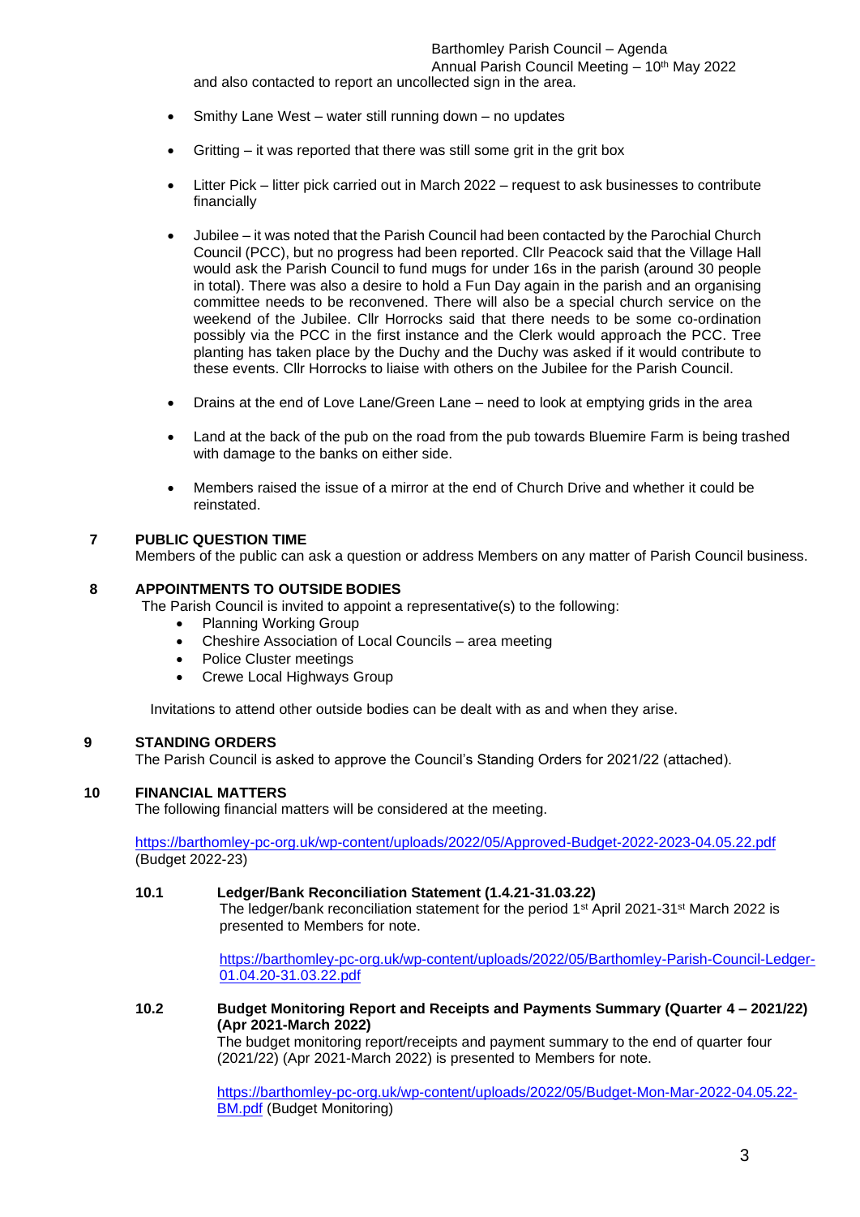and also contacted to report an uncollected sign in the area.

- Smithy Lane West – water still running down – no updates
- Gritting – it was reported that there was still some grit in the grit box
- Litter Pick – litter pick carried out in March 2022 – request to ask businesses to contribute financially
- Jubilee – it was noted that the Parish Council had been contacted by the Parochial Church Council (PCC), but no progress had been reported. Cllr Peacock said that the Village Hall would ask the Parish Council to fund mugs for under 16s in the parish (around 30 people in total). There was also a desire to hold a Fun Day again in the parish and an organising committee needs to be reconvened. There will also be a special church service on the weekend of the Jubilee. Cllr Horrocks said that there needs to be some co-ordination possibly via the PCC in the first instance and the Clerk would approach the PCC. Tree planting has taken place by the Duchy and the Duchy was asked if it would contribute to these events. Cllr Horrocks to liaise with others on the Jubilee for the Parish Council.
- Drains at the end of Love Lane/Green Lane – need to look at emptying grids in the area
- Land at the back of the pub on the road from the pub towards Bluemire Farm is being trashed with damage to the banks on either side.
- Members raised the issue of a mirror at the end of Church Drive and whether it could be reinstated.

## 7 PUBLIC QUESTION TIME

Members of the public can ask a question or address Members on any matter of Parish Council business.

## 8 APPOINTMENTS TO OUTSIDE BODIES

The Parish Council is invited to appoint a representative(s) to the following:

- Planning Working Group
- Cheshire Association of Local Councils – area meeting
- Police Cluster meetings
- Crewe Local Highways Group

Invitations to attend other outside bodies can be dealt with as and when they arise.

## 9 STANDING ORDERS

The Parish Council is asked to approve the Council's Standing Orders for 2021/22 (attached).

## 10 FINANCIAL MATTERS

The following financial matters will be considered at the meeting.

https://barthomley-pc-org.uk/wp-content/uploads/2022/05/Approved-Budget-2022-2023-04.05.22.pdf (Budget 2022-23)

### 10.1 Ledger/Bank Reconciliation Statement (1.4.21-31.03.22)

The ledger/bank reconciliation statement for the period 1st April 2021-31st March 2022 is presented to Members for note.

https://barthomley-pc-org.uk/wp-content/uploads/2022/05/Barthomley-Parish-Council-Ledger-01.04.20-31.03.22.pdf

### 10.2 Budget Monitoring Report and Receipts and Payments Summary (Quarter 4 – 2021/22) (Apr 2021-March 2022)

The budget monitoring report/receipts and payment summary to the end of quarter four (2021/22) (Apr 2021-March 2022) is presented to Members for note.

https://barthomley-pc-org.uk/wp-content/uploads/2022/05/Budget-Mon-Mar-2022-04.05.22-BM.pdf (Budget Monitoring)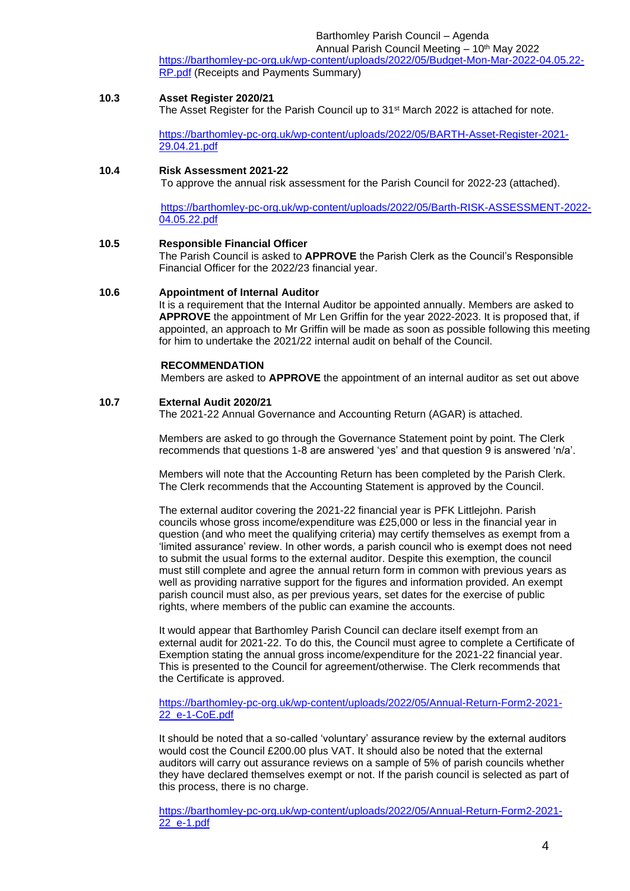https://barthomley-pc-org.uk/wp-content/uploads/2022/05/Budget-Mon-Mar-2022-04.05.22-RP.pdf (Receipts and Payments Summary)

**10.3 Asset Register 2020/21**

The Asset Register for the Parish Council up to 31st March 2022 is attached for note.

https://barthomley-pc-org.uk/wp-content/uploads/2022/05/BARTH-Asset-Register-2021-29.04.21.pdf

**10.4 Risk Assessment 2021-22**

To approve the annual risk assessment for the Parish Council for 2022-23 (attached).

https://barthomley-pc-org.uk/wp-content/uploads/2022/05/Barth-RISK-ASSESSMENT-2022-04.05.22.pdf

**10.5 Responsible Financial Officer**

The Parish Council is asked to **APPROVE** the Parish Clerk as the Council's Responsible Financial Officer for the 2022/23 financial year.

**10.6 Appointment of Internal Auditor**

It is a requirement that the Internal Auditor be appointed annually. Members are asked to **APPROVE** the appointment of Mr Len Griffin for the year 2022-2023. It is proposed that, if appointed, an approach to Mr Griffin will be made as soon as possible following this meeting for him to undertake the 2021/22 internal audit on behalf of the Council.

**RECOMMENDATION**

Members are asked to **APPROVE** the appointment of an internal auditor as set out above

**10.7 External Audit 2020/21**

The 2021-22 Annual Governance and Accounting Return (AGAR) is attached.

Members are asked to go through the Governance Statement point by point. The Clerk recommends that questions 1-8 are answered 'yes' and that question 9 is answered 'n/a'.

Members will note that the Accounting Return has been completed by the Parish Clerk. The Clerk recommends that the Accounting Statement is approved by the Council.

The external auditor covering the 2021-22 financial year is PFK Littlejohn. Parish councils whose gross income/expenditure was £25,000 or less in the financial year in question (and who meet the qualifying criteria) may certify themselves as exempt from a 'limited assurance' review. In other words, a parish council who is exempt does not need to submit the usual forms to the external auditor. Despite this exemption, the council must still complete and agree the annual return form in common with previous years as well as providing narrative support for the figures and information provided. An exempt parish council must also, as per previous years, set dates for the exercise of public rights, where members of the public can examine the accounts.

It would appear that Barthomley Parish Council can declare itself exempt from an external audit for 2021-22. To do this, the Council must agree to complete a Certificate of Exemption stating the annual gross income/expenditure for the 2021-22 financial year. This is presented to the Council for agreement/otherwise. The Clerk recommends that the Certificate is approved.

https://barthomley-pc-org.uk/wp-content/uploads/2022/05/Annual-Return-Form2-2021-22_e-1-CoE.pdf

It should be noted that a so-called 'voluntary' assurance review by the external auditors would cost the Council £200.00 plus VAT. It should also be noted that the external auditors will carry out assurance reviews on a sample of 5% of parish councils whether they have declared themselves exempt or not. If the parish council is selected as part of this process, there is no charge.

https://barthomley-pc-org.uk/wp-content/uploads/2022/05/Annual-Return-Form2-2021-22_e-1.pdf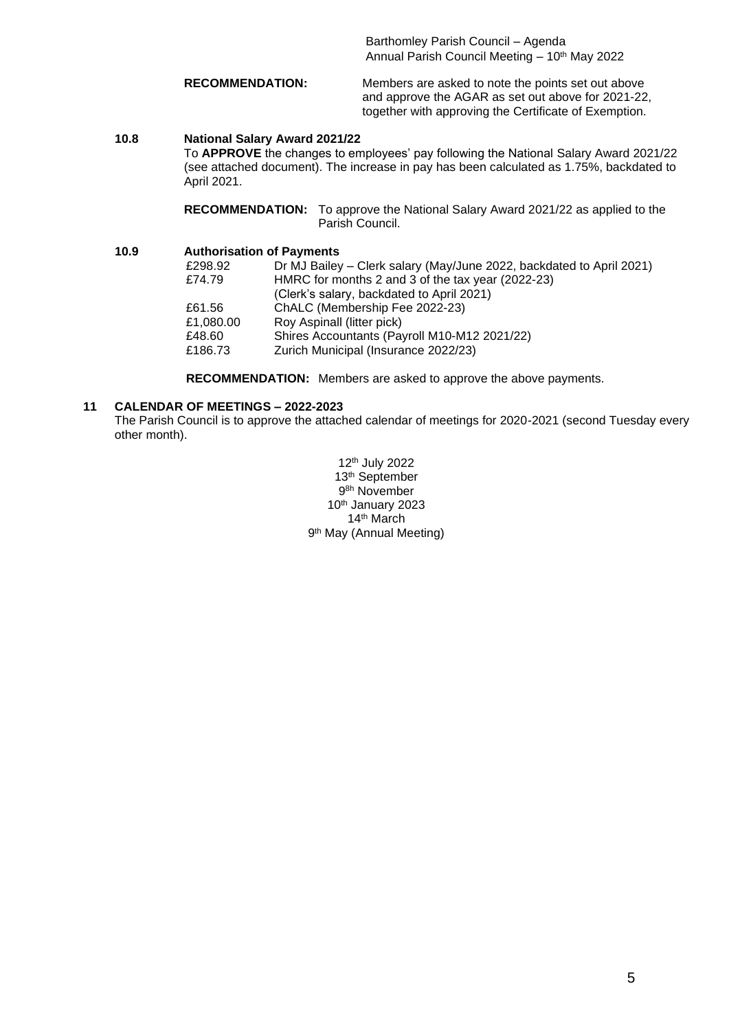**RECOMMENDATION:** Members are asked to note the points set out above and approve the AGAR as set out above for 2021-22, together with approving the Certificate of Exemption.

### 10.8 National Salary Award 2021/22

To **APPROVE** the changes to employees' pay following the National Salary Award 2021/22 (see attached document). The increase in pay has been calculated as 1.75%, backdated to April 2021.

**RECOMMENDATION:** To approve the National Salary Award 2021/22 as applied to the Parish Council.

### 10.9 Authorisation of Payments

| | |
|---|---|
| £298.92 | Dr MJ Bailey – Clerk salary (May/June 2022, backdated to April 2021) |
| £74.79 | HMRC for months 2 and 3 of the tax year (2022-23) (Clerk's salary, backdated to April 2021) |
| £61.56 | ChALC (Membership Fee 2022-23) |
| £1,080.00 | Roy Aspinall (litter pick) |
| £48.60 | Shires Accountants (Payroll M10-M12 2021/22) |
| £186.73 | Zurich Municipal (Insurance 2022/23) |

**RECOMMENDATION:** Members are asked to approve the above payments.

## 11 CALENDAR OF MEETINGS – 2022-2023

The Parish Council is to approve the attached calendar of meetings for 2020-2021 (second Tuesday every other month).

12th July 2022
13th September
9th November
10th January 2023
14th March
9th May (Annual Meeting)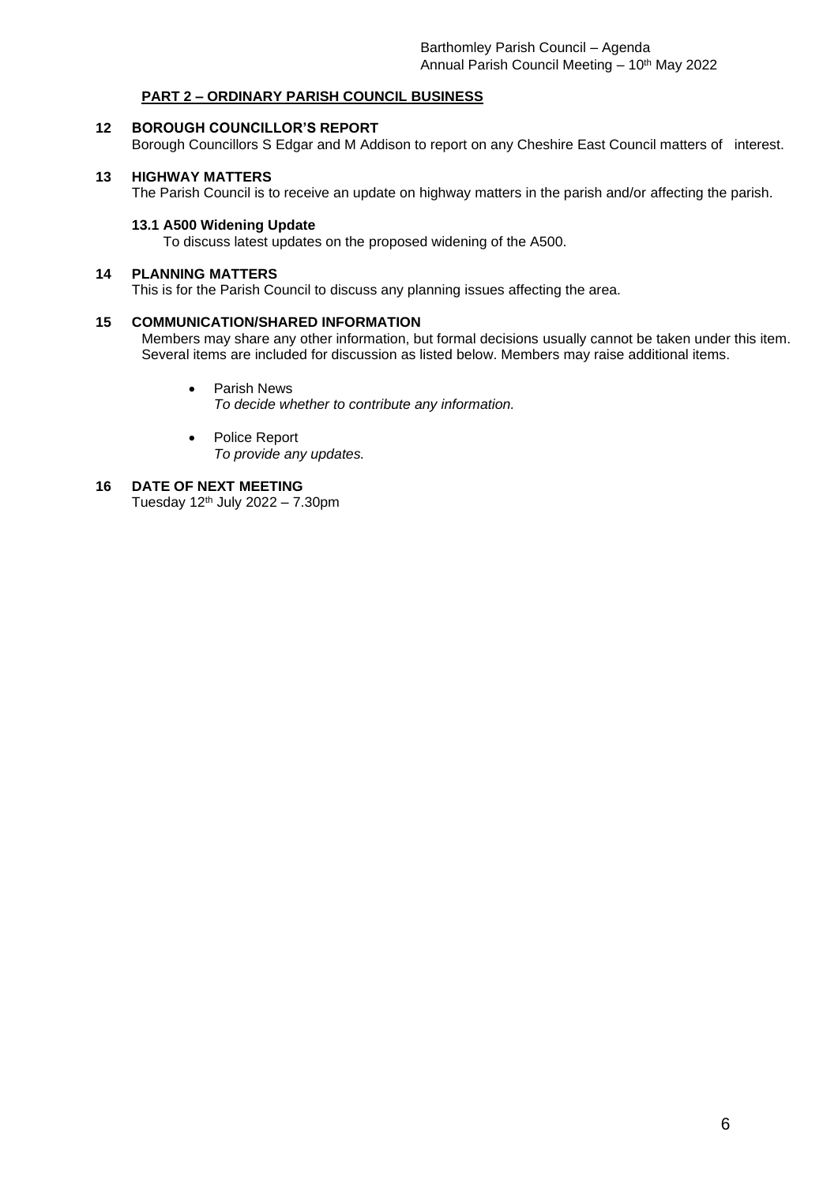## PART 2 – ORDINARY PARISH COUNCIL BUSINESS

### 12 BOROUGH COUNCILLOR'S REPORT

Borough Councillors S Edgar and M Addison to report on any Cheshire East Council matters of interest.

### 13 HIGHWAY MATTERS

The Parish Council is to receive an update on highway matters in the parish and/or affecting the parish.

#### 13.1 A500 Widening Update

To discuss latest updates on the proposed widening of the A500.

### 14 PLANNING MATTERS

This is for the Parish Council to discuss any planning issues affecting the area.

### 15 COMMUNICATION/SHARED INFORMATION

Members may share any other information, but formal decisions usually cannot be taken under this item. Several items are included for discussion as listed below. Members may raise additional items.

- Parish News
  *To decide whether to contribute any information.*

- Police Report
  *To provide any updates.*

### 16 DATE OF NEXT MEETING

Tuesday 12th July 2022 – 7.30pm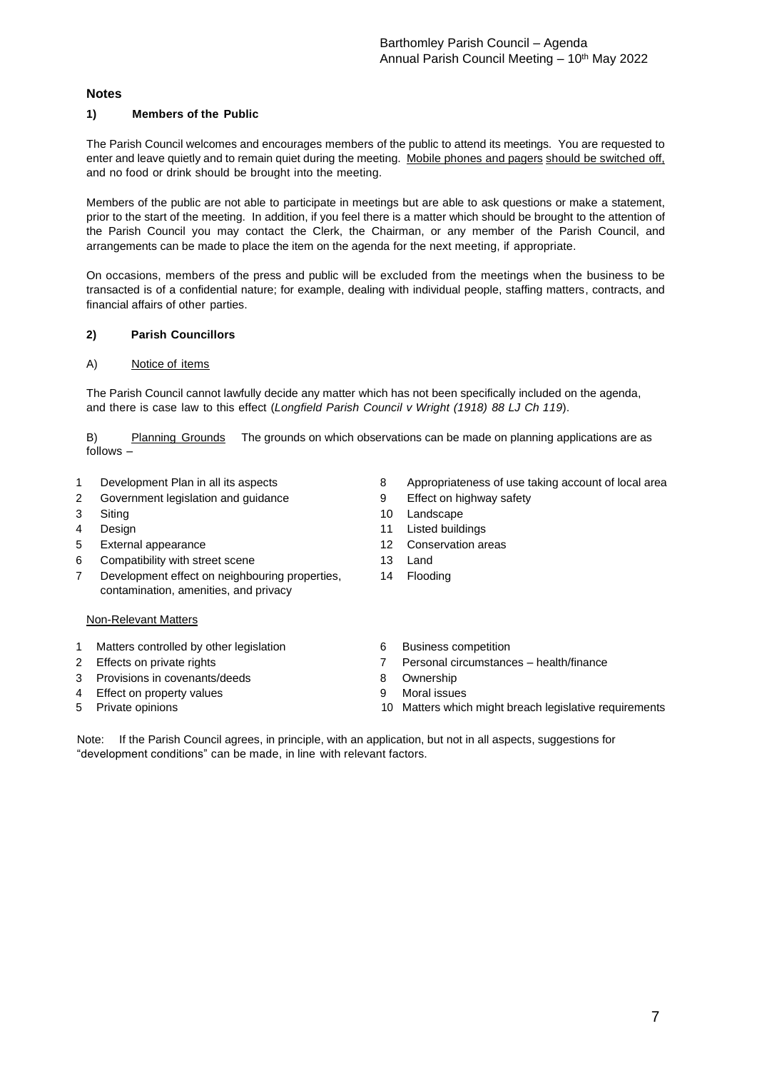## Notes

### 1) Members of the Public

The Parish Council welcomes and encourages members of the public to attend its meetings. You are requested to enter and leave quietly and to remain quiet during the meeting. Mobile phones and pagers should be switched off, and no food or drink should be brought into the meeting.

Members of the public are not able to participate in meetings but are able to ask questions or make a statement, prior to the start of the meeting. In addition, if you feel there is a matter which should be brought to the attention of the Parish Council you may contact the Clerk, the Chairman, or any member of the Parish Council, and arrangements can be made to place the item on the agenda for the next meeting, if appropriate.

On occasions, members of the press and public will be excluded from the meetings when the business to be transacted is of a confidential nature; for example, dealing with individual people, staffing matters, contracts, and financial affairs of other parties.

### 2) Parish Councillors

A) Notice of items

The Parish Council cannot lawfully decide any matter which has not been specifically included on the agenda, and there is case law to this effect (*Longfield Parish Council v Wright (1918) 88 LJ Ch 119*).

B) Planning Grounds The grounds on which observations can be made on planning applications are as follows –

1. Development Plan in all its aspects
2. Government legislation and guidance
3. Siting
4. Design
5. External appearance
6. Compatibility with street scene
7. Development effect on neighbouring properties, contamination, amenities, and privacy
8. Appropriateness of use taking account of local area
9. Effect on highway safety
10. Landscape
11. Listed buildings
12. Conservation areas
13. Land
14. Flooding

Non-Relevant Matters

1. Matters controlled by other legislation
2. Effects on private rights
3. Provisions in covenants/deeds
4. Effect on property values
5. Private opinions
6. Business competition
7. Personal circumstances – health/finance
8. Ownership
9. Moral issues
10. Matters which might breach legislative requirements

Note: If the Parish Council agrees, in principle, with an application, but not in all aspects, suggestions for "development conditions" can be made, in line with relevant factors.